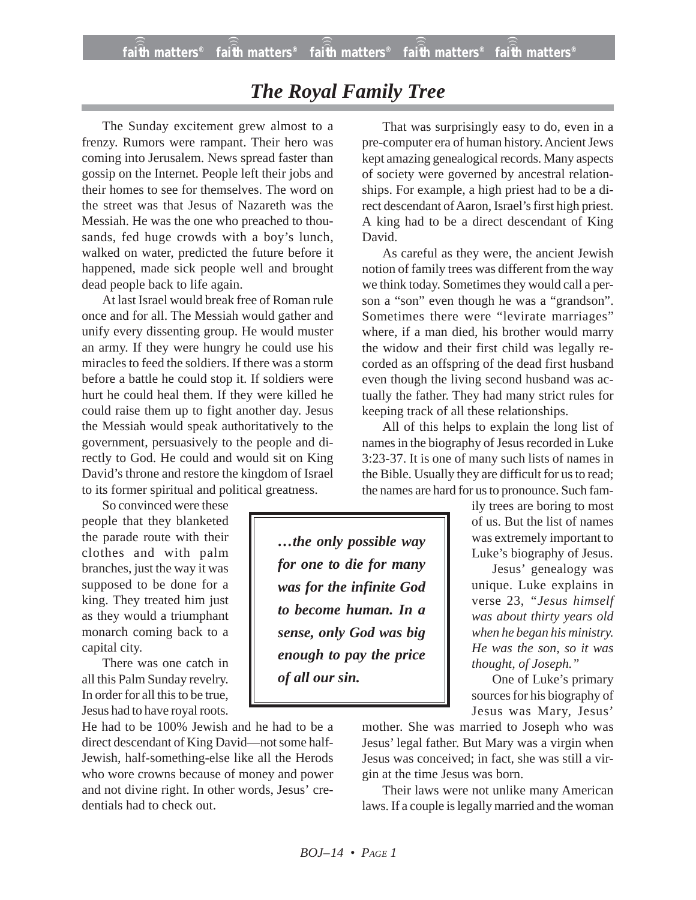# *The Royal Family Tree*

The Sunday excitement grew almost to a frenzy. Rumors were rampant. Their hero was coming into Jerusalem. News spread faster than gossip on the Internet. People left their jobs and their homes to see for themselves. The word on the street was that Jesus of Nazareth was the Messiah. He was the one who preached to thousands, fed huge crowds with a boy's lunch, walked on water, predicted the future before it happened, made sick people well and brought dead people back to life again.

At last Israel would break free of Roman rule once and for all. The Messiah would gather and unify every dissenting group. He would muster an army. If they were hungry he could use his miracles to feed the soldiers. If there was a storm before a battle he could stop it. If soldiers were hurt he could heal them. If they were killed he could raise them up to fight another day. Jesus the Messiah would speak authoritatively to the government, persuasively to the people and directly to God. He could and would sit on King David's throne and restore the kingdom of Israel to its former spiritual and political greatness.

So convinced were these people that they blanketed the parade route with their clothes and with palm branches, just the way it was supposed to be done for a king. They treated him just as they would a triumphant monarch coming back to a capital city.

There was one catch in all this Palm Sunday revelry. In order for all this to be true, Jesus had to have royal roots. He had to be 100% Jewish and he had to be a direct descendant of King David—not some half-Jewish, half-something-else like all the Herods who wore crowns because of money and power and not divine right. In other words, Jesus' credentials had to check out.

> ***…the only possible way for one to die for many was for the infinite God to become human. In a sense, only God was big enough to pay the price of all our sin.***

That was surprisingly easy to do, even in a pre-computer era of human history. Ancient Jews kept amazing genealogical records. Many aspects of society were governed by ancestral relationships. For example, a high priest had to be a direct descendant of Aaron, Israel's first high priest. A king had to be a direct descendant of King David.

As careful as they were, the ancient Jewish notion of family trees was different from the way we think today. Sometimes they would call a person a "son" even though he was a "grandson". Sometimes there were "levirate marriages" where, if a man died, his brother would marry the widow and their first child was legally recorded as an offspring of the dead first husband even though the living second husband was actually the father. They had many strict rules for keeping track of all these relationships.

All of this helps to explain the long list of names in the biography of Jesus recorded in Luke 3:23-37. It is one of many such lists of names in the Bible. Usually they are difficult for us to read; the names are hard for us to pronounce. Such family trees are boring to most of us. But the list of names was extremely important to Luke's biography of Jesus.

Jesus' genealogy was unique. Luke explains in verse 23, *"Jesus himself was about thirty years old when he began his ministry. He was the son, so it was thought, of Joseph."*

One of Luke's primary sources for his biography of Jesus was Mary, Jesus' mother. She was married to Joseph who was Jesus' legal father. But Mary was a virgin when Jesus was conceived; in fact, she was still a virgin at the time Jesus was born.

Their laws were not unlike many American laws. If a couple is legally married and the woman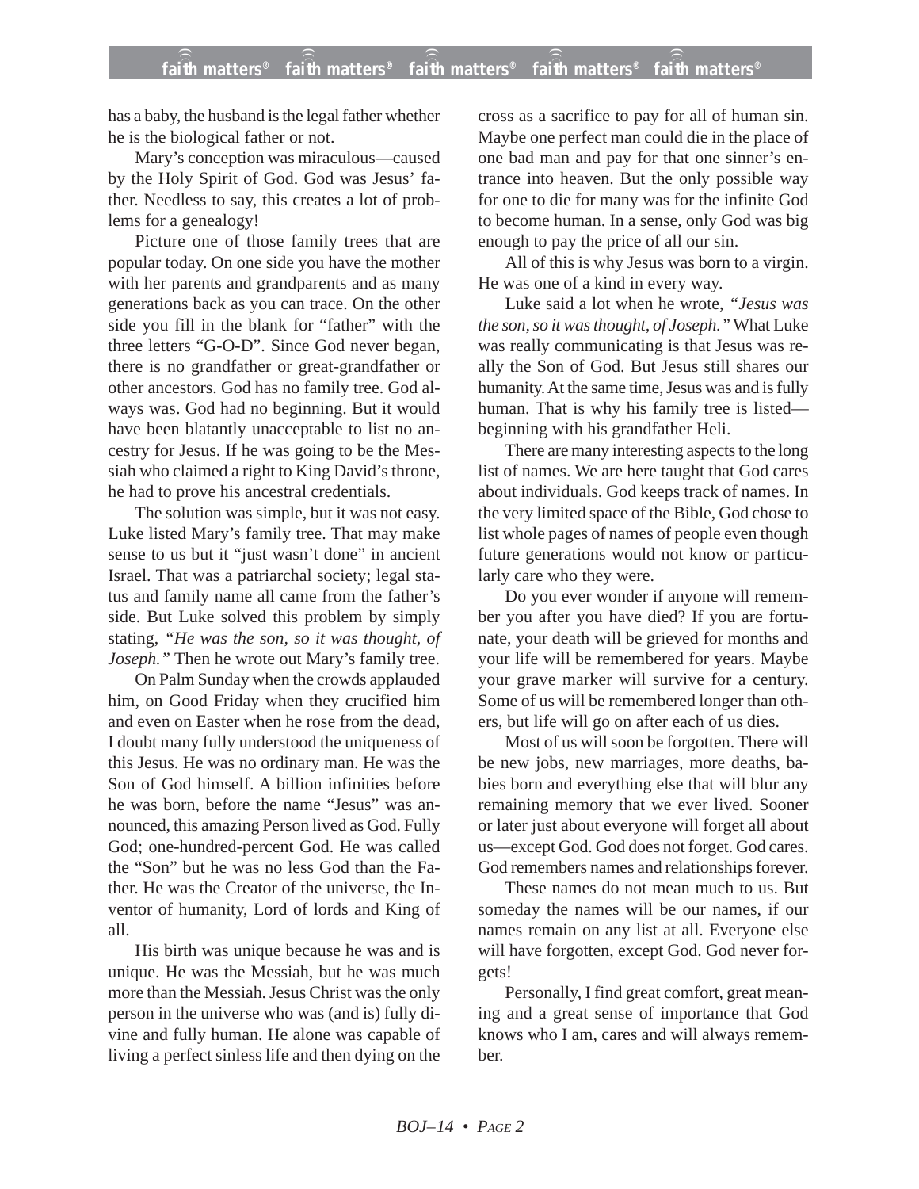has a baby, the husband is the legal father whether he is the biological father or not.

Mary's conception was miraculous—caused by the Holy Spirit of God. God was Jesus' father. Needless to say, this creates a lot of problems for a genealogy!

Picture one of those family trees that are popular today. On one side you have the mother with her parents and grandparents and as many generations back as you can trace. On the other side you fill in the blank for "father" with the three letters "G-O-D". Since God never began, there is no grandfather or great-grandfather or other ancestors. God has no family tree. God always was. God had no beginning. But it would have been blatantly unacceptable to list no ancestry for Jesus. If he was going to be the Messiah who claimed a right to King David's throne, he had to prove his ancestral credentials.

The solution was simple, but it was not easy. Luke listed Mary's family tree. That may make sense to us but it "just wasn't done" in ancient Israel. That was a patriarchal society; legal status and family name all came from the father's side. But Luke solved this problem by simply stating, *"He was the son, so it was thought, of Joseph."* Then he wrote out Mary's family tree.

On Palm Sunday when the crowds applauded him, on Good Friday when they crucified him and even on Easter when he rose from the dead, I doubt many fully understood the uniqueness of this Jesus. He was no ordinary man. He was the Son of God himself. A billion infinities before he was born, before the name "Jesus" was announced, this amazing Person lived as God. Fully God; one-hundred-percent God. He was called the "Son" but he was no less God than the Father. He was the Creator of the universe, the Inventor of humanity, Lord of lords and King of all.

His birth was unique because he was and is unique. He was the Messiah, but he was much more than the Messiah. Jesus Christ was the only person in the universe who was (and is) fully divine and fully human. He alone was capable of living a perfect sinless life and then dying on the cross as a sacrifice to pay for all of human sin. Maybe one perfect man could die in the place of one bad man and pay for that one sinner's entrance into heaven. But the only possible way for one to die for many was for the infinite God to become human. In a sense, only God was big enough to pay the price of all our sin.

All of this is why Jesus was born to a virgin. He was one of a kind in every way.

Luke said a lot when he wrote, *"Jesus was the son, so it was thought, of Joseph."* What Luke was really communicating is that Jesus was really the Son of God. But Jesus still shares our humanity. At the same time, Jesus was and is fully human. That is why his family tree is listed—beginning with his grandfather Heli.

There are many interesting aspects to the long list of names. We are here taught that God cares about individuals. God keeps track of names. In the very limited space of the Bible, God chose to list whole pages of names of people even though future generations would not know or particularly care who they were.

Do you ever wonder if anyone will remember you after you have died? If you are fortunate, your death will be grieved for months and your life will be remembered for years. Maybe your grave marker will survive for a century. Some of us will be remembered longer than others, but life will go on after each of us dies.

Most of us will soon be forgotten. There will be new jobs, new marriages, more deaths, babies born and everything else that will blur any remaining memory that we ever lived. Sooner or later just about everyone will forget all about us—except God. God does not forget. God cares. God remembers names and relationships forever.

These names do not mean much to us. But someday the names will be our names, if our names remain on any list at all. Everyone else will have forgotten, except God. God never forgets!

Personally, I find great comfort, great meaning and a great sense of importance that God knows who I am, cares and will always remember.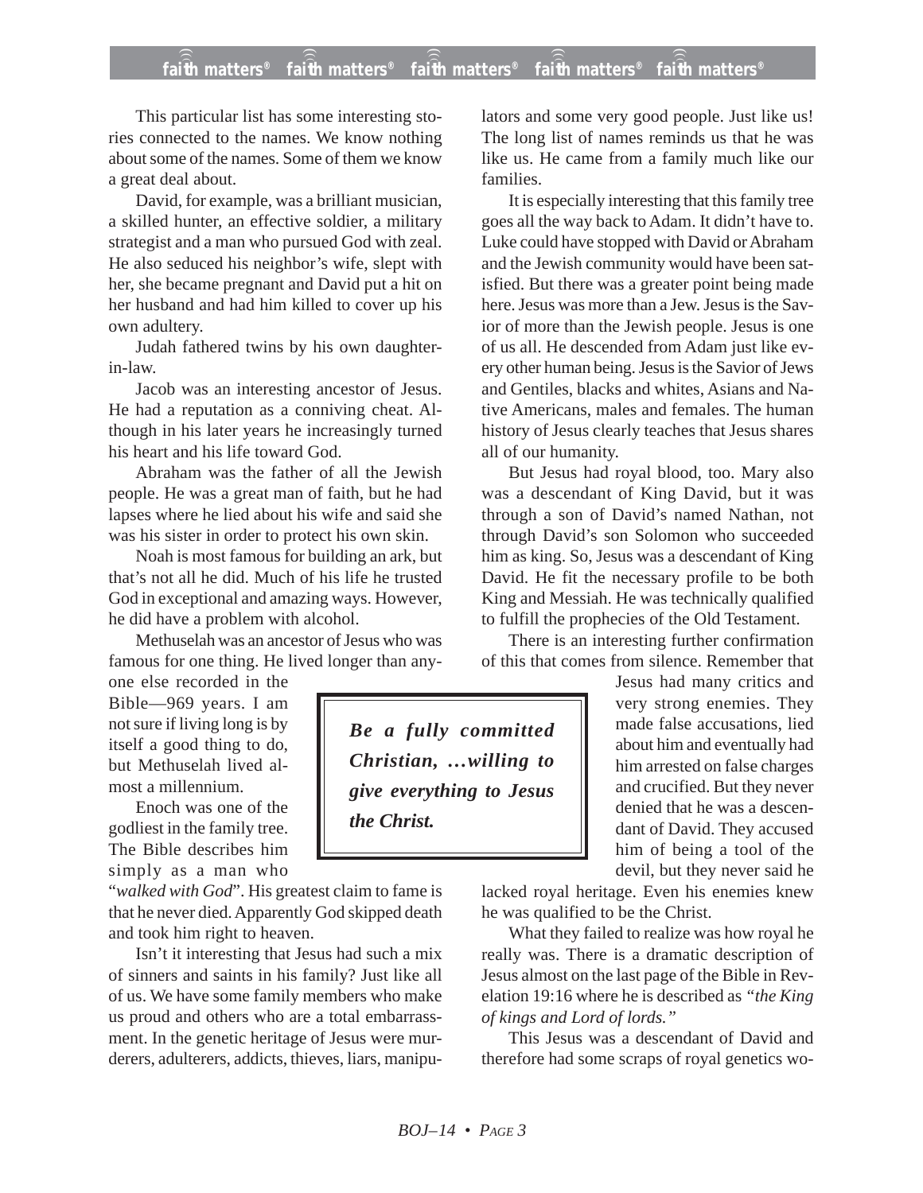This particular list has some interesting stories connected to the names. We know nothing about some of the names. Some of them we know a great deal about.

David, for example, was a brilliant musician, a skilled hunter, an effective soldier, a military strategist and a man who pursued God with zeal. He also seduced his neighbor's wife, slept with her, she became pregnant and David put a hit on her husband and had him killed to cover up his own adultery.

Judah fathered twins by his own daughter-in-law.

Jacob was an interesting ancestor of Jesus. He had a reputation as a conniving cheat. Although in his later years he increasingly turned his heart and his life toward God.

Abraham was the father of all the Jewish people. He was a great man of faith, but he had lapses where he lied about his wife and said she was his sister in order to protect his own skin.

Noah is most famous for building an ark, but that's not all he did. Much of his life he trusted God in exceptional and amazing ways. However, he did have a problem with alcohol.

Methuselah was an ancestor of Jesus who was famous for one thing. He lived longer than anyone else recorded in the Bible—969 years. I am not sure if living long is by itself a good thing to do, but Methuselah lived almost a millennium.

Enoch was one of the godliest in the family tree. The Bible describes him simply as a man who "*walked with God*". His greatest claim to fame is that he never died. Apparently God skipped death and took him right to heaven.

Isn't it interesting that Jesus had such a mix of sinners and saints in his family? Just like all of us. We have some family members who make us proud and others who are a total embarrassment. In the genetic heritage of Jesus were murderers, adulterers, addicts, thieves, liars, manipulators and some very good people. Just like us! The long list of names reminds us that he was like us. He came from a family much like our families.

It is especially interesting that this family tree goes all the way back to Adam. It didn't have to. Luke could have stopped with David or Abraham and the Jewish community would have been satisfied. But there was a greater point being made here. Jesus was more than a Jew. Jesus is the Savior of more than the Jewish people. Jesus is one of us all. He descended from Adam just like every other human being. Jesus is the Savior of Jews and Gentiles, blacks and whites, Asians and Native Americans, males and females. The human history of Jesus clearly teaches that Jesus shares all of our humanity.

But Jesus had royal blood, too. Mary also was a descendant of King David, but it was through a son of David's named Nathan, not through David's son Solomon who succeeded him as king. So, Jesus was a descendant of King David. He fit the necessary profile to be both King and Messiah. He was technically qualified to fulfill the prophecies of the Old Testament.

There is an interesting further confirmation of this that comes from silence. Remember that Jesus had many critics and very strong enemies. They made false accusations, lied about him and eventually had him arrested on false charges and crucified. But they never denied that he was a descendant of David. They accused him of being a tool of the devil, but they never said he lacked royal heritage. Even his enemies knew he was qualified to be the Christ.

> ***Be a fully committed Christian, …willing to give everything to Jesus the Christ.***

What they failed to realize was how royal he really was. There is a dramatic description of Jesus almost on the last page of the Bible in Revelation 19:16 where he is described as *"the King of kings and Lord of lords."*

This Jesus was a descendant of David and therefore had some scraps of royal genetics wo-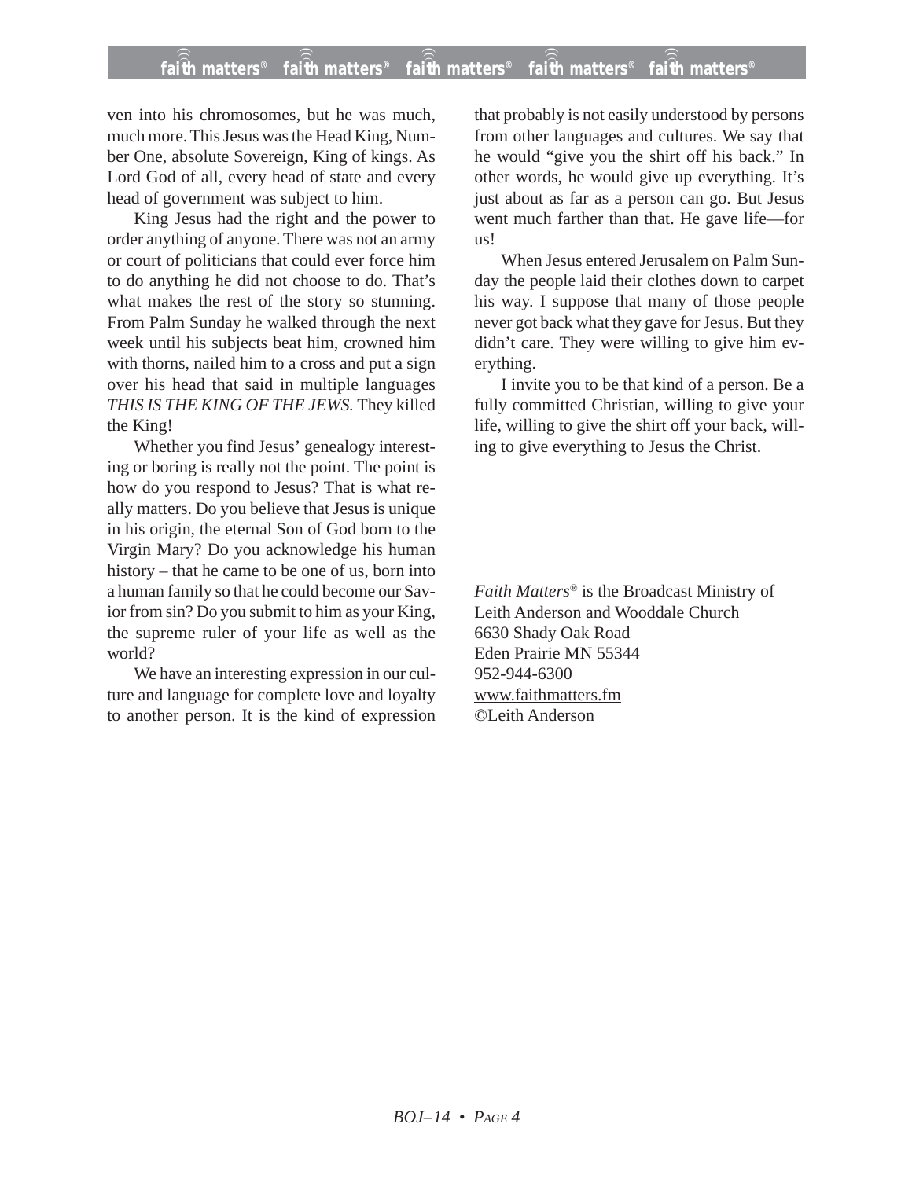ven into his chromosomes, but he was much, much more. This Jesus was the Head King, Number One, absolute Sovereign, King of kings. As Lord God of all, every head of state and every head of government was subject to him.

King Jesus had the right and the power to order anything of anyone. There was not an army or court of politicians that could ever force him to do anything he did not choose to do. That's what makes the rest of the story so stunning. From Palm Sunday he walked through the next week until his subjects beat him, crowned him with thorns, nailed him to a cross and put a sign over his head that said in multiple languages *THIS IS THE KING OF THE JEWS.* They killed the King!

Whether you find Jesus' genealogy interesting or boring is really not the point. The point is how do you respond to Jesus? That is what really matters. Do you believe that Jesus is unique in his origin, the eternal Son of God born to the Virgin Mary? Do you acknowledge his human history – that he came to be one of us, born into a human family so that he could become our Savior from sin? Do you submit to him as your King, the supreme ruler of your life as well as the world?

We have an interesting expression in our culture and language for complete love and loyalty to another person. It is the kind of expression that probably is not easily understood by persons from other languages and cultures. We say that he would "give you the shirt off his back." In other words, he would give up everything. It's just about as far as a person can go. But Jesus went much farther than that. He gave life—for us!

When Jesus entered Jerusalem on Palm Sunday the people laid their clothes down to carpet his way. I suppose that many of those people never got back what they gave for Jesus. But they didn't care. They were willing to give him everything.

I invite you to be that kind of a person. Be a fully committed Christian, willing to give your life, willing to give the shirt off your back, willing to give everything to Jesus the Christ.

*Faith Matters*® is the Broadcast Ministry of
Leith Anderson and Wooddale Church
6630 Shady Oak Road
Eden Prairie MN 55344
952-944-6300
www.faithmatters.fm
©Leith Anderson